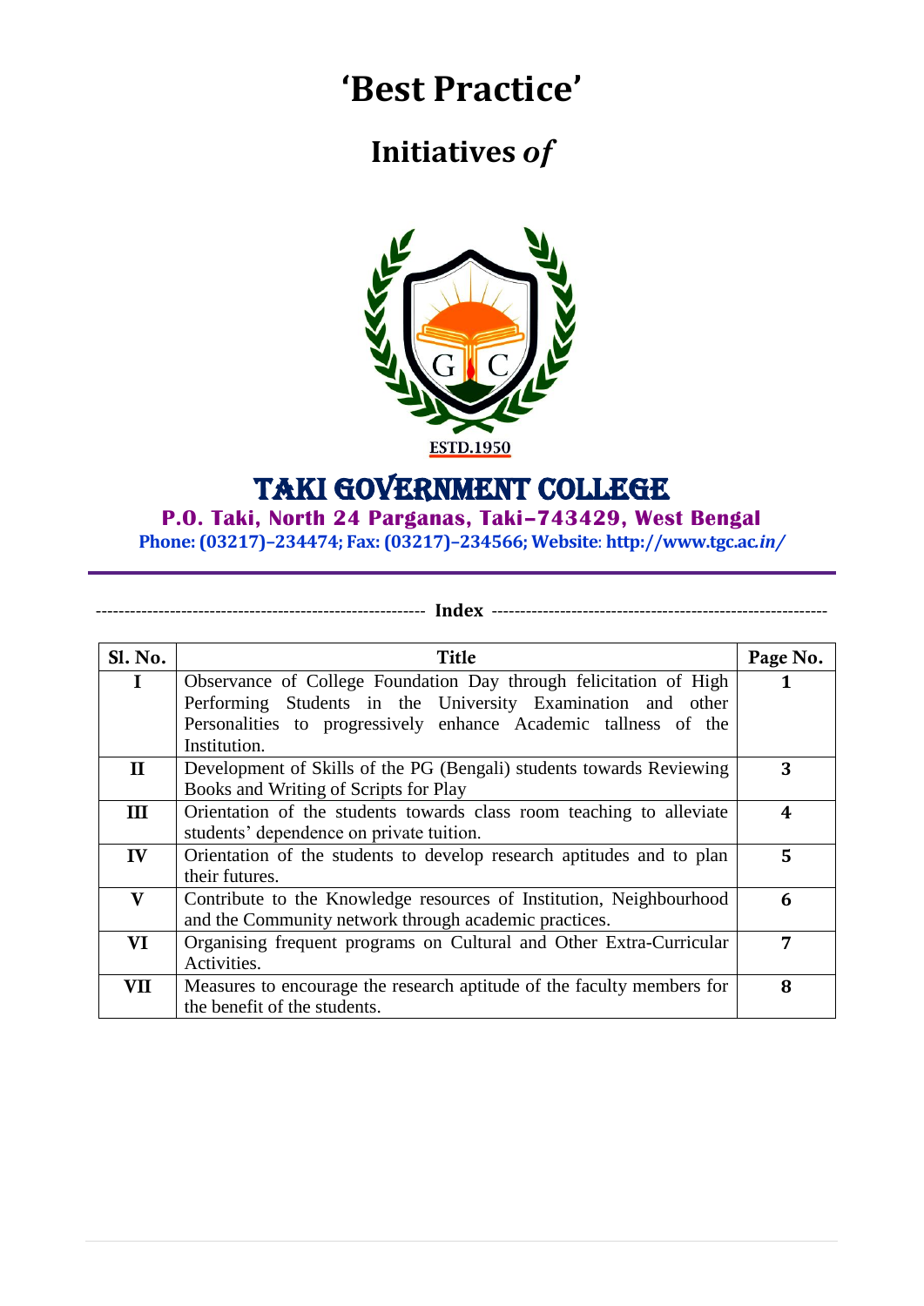# 'Best Practice'

## Initiatives *of*

ESTD.1950

## TAKI GOVERNMENT COLLEGE

**P.O. Taki, North 24 Parganas, Taki–743429, West Bengal**

**Phone: (03217)–234474; Fax: (03217)–234566; Website: http://www.tgc.ac.*in*/**

---

**Index**

| Sl. No. | Title | Page No. |
|---|---|---|
| **I** | Observance of College Foundation Day through felicitation of High Performing Students in the University Examination and other Personalities to progressively enhance Academic tallness of the Institution. | **1** |
| **II** | Development of Skills of the PG (Bengali) students towards Reviewing Books and Writing of Scripts for Play | **3** |
| **III** | Orientation of the students towards class room teaching to alleviate students' dependence on private tuition. | **4** |
| **IV** | Orientation of the students to develop research aptitudes and to plan their futures. | **5** |
| **V** | Contribute to the Knowledge resources of Institution, Neighbourhood and the Community network through academic practices. | **6** |
| **VI** | Organising frequent programs on Cultural and Other Extra-Curricular Activities. | **7** |
| **VII** | Measures to encourage the research aptitude of the faculty members for the benefit of the students. | **8** |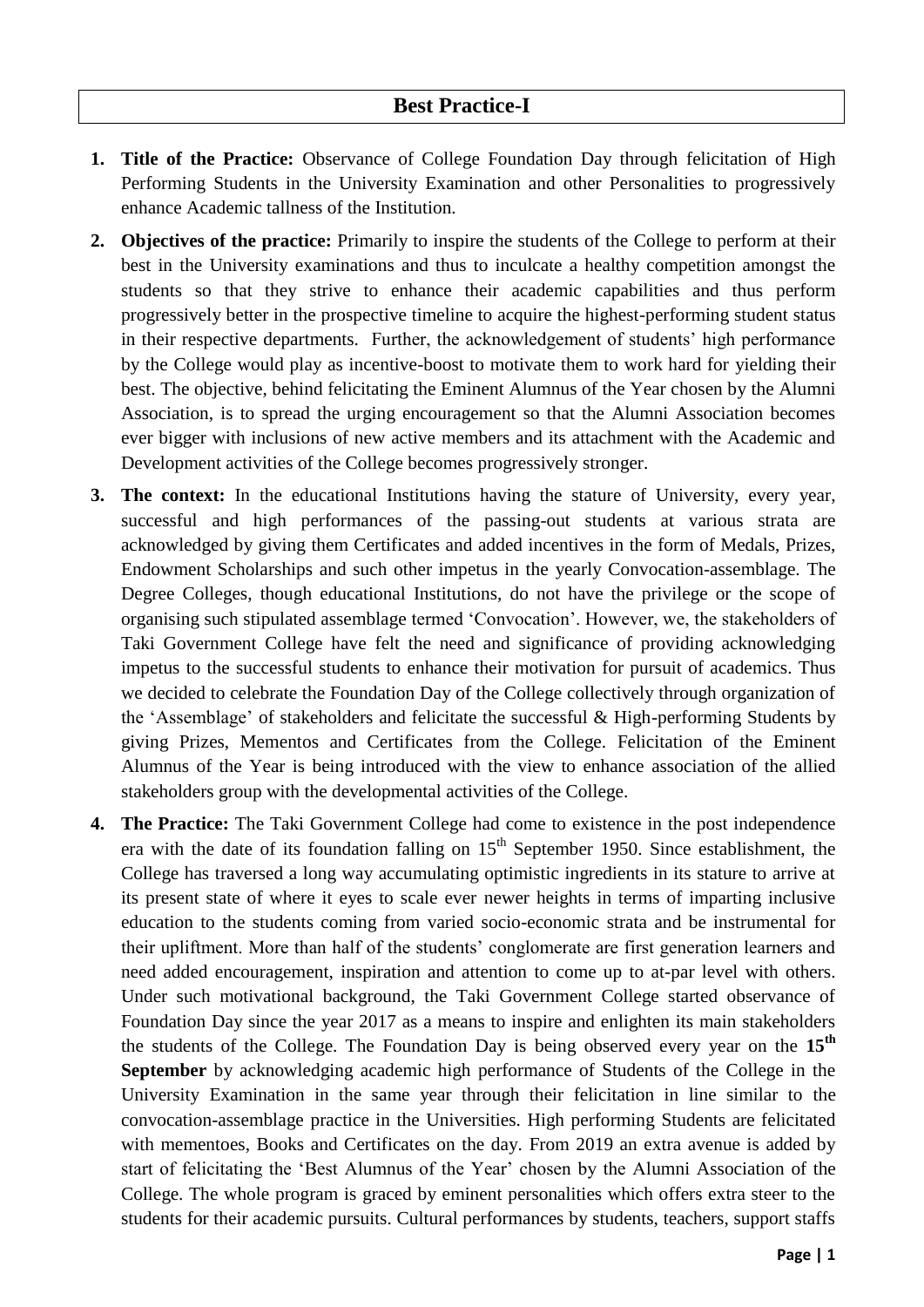## Best Practice-I

1. **Title of the Practice:** Observance of College Foundation Day through felicitation of High Performing Students in the University Examination and other Personalities to progressively enhance Academic tallness of the Institution.

2. **Objectives of the practice:** Primarily to inspire the students of the College to perform at their best in the University examinations and thus to inculcate a healthy competition amongst the students so that they strive to enhance their academic capabilities and thus perform progressively better in the prospective timeline to acquire the highest-performing student status in their respective departments. Further, the acknowledgement of students' high performance by the College would play as incentive-boost to motivate them to work hard for yielding their best. The objective, behind felicitating the Eminent Alumnus of the Year chosen by the Alumni Association, is to spread the urging encouragement so that the Alumni Association becomes ever bigger with inclusions of new active members and its attachment with the Academic and Development activities of the College becomes progressively stronger.

3. **The context:** In the educational Institutions having the stature of University, every year, successful and high performances of the passing-out students at various strata are acknowledged by giving them Certificates and added incentives in the form of Medals, Prizes, Endowment Scholarships and such other impetus in the yearly Convocation-assemblage. The Degree Colleges, though educational Institutions, do not have the privilege or the scope of organising such stipulated assemblage termed 'Convocation'. However, we, the stakeholders of Taki Government College have felt the need and significance of providing acknowledging impetus to the successful students to enhance their motivation for pursuit of academics. Thus we decided to celebrate the Foundation Day of the College collectively through organization of the 'Assemblage' of stakeholders and felicitate the successful & High-performing Students by giving Prizes, Mementos and Certificates from the College. Felicitation of the Eminent Alumnus of the Year is being introduced with the view to enhance association of the allied stakeholders group with the developmental activities of the College.

4. **The Practice:** The Taki Government College had come to existence in the post independence era with the date of its foundation falling on 15th September 1950. Since establishment, the College has traversed a long way accumulating optimistic ingredients in its stature to arrive at its present state of where it eyes to scale ever newer heights in terms of imparting inclusive education to the students coming from varied socio-economic strata and be instrumental for their upliftment. More than half of the students' conglomerate are first generation learners and need added encouragement, inspiration and attention to come up to at-par level with others. Under such motivational background, the Taki Government College started observance of Foundation Day since the year 2017 as a means to inspire and enlighten its main stakeholders the students of the College. The Foundation Day is being observed every year on the **15th September** by acknowledging academic high performance of Students of the College in the University Examination in the same year through their felicitation in line similar to the convocation-assemblage practice in the Universities. High performing Students are felicitated with mementoes, Books and Certificates on the day. From 2019 an extra avenue is added by start of felicitating the 'Best Alumnus of the Year' chosen by the Alumni Association of the College. The whole program is graced by eminent personalities which offers extra steer to the students for their academic pursuits. Cultural performances by students, teachers, support staffs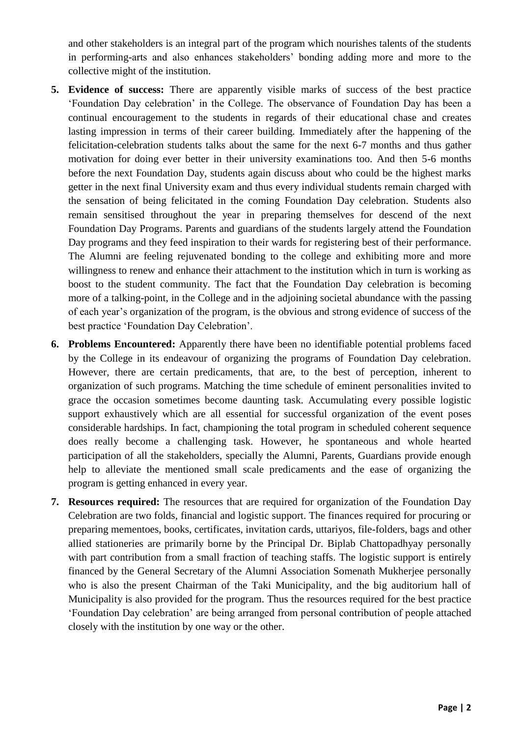and other stakeholders is an integral part of the program which nourishes talents of the students in performing-arts and also enhances stakeholders' bonding adding more and more to the collective might of the institution.

5. **Evidence of success:** There are apparently visible marks of success of the best practice 'Foundation Day celebration' in the College. The observance of Foundation Day has been a continual encouragement to the students in regards of their educational chase and creates lasting impression in terms of their career building. Immediately after the happening of the felicitation-celebration students talks about the same for the next 6-7 months and thus gather motivation for doing ever better in their university examinations too. And then 5-6 months before the next Foundation Day, students again discuss about who could be the highest marks getter in the next final University exam and thus every individual students remain charged with the sensation of being felicitated in the coming Foundation Day celebration. Students also remain sensitised throughout the year in preparing themselves for descend of the next Foundation Day Programs. Parents and guardians of the students largely attend the Foundation Day programs and they feed inspiration to their wards for registering best of their performance. The Alumni are feeling rejuvenated bonding to the college and exhibiting more and more willingness to renew and enhance their attachment to the institution which in turn is working as boost to the student community. The fact that the Foundation Day celebration is becoming more of a talking-point, in the College and in the adjoining societal abundance with the passing of each year's organization of the program, is the obvious and strong evidence of success of the best practice 'Foundation Day Celebration'.

6. **Problems Encountered:** Apparently there have been no identifiable potential problems faced by the College in its endeavour of organizing the programs of Foundation Day celebration. However, there are certain predicaments, that are, to the best of perception, inherent to organization of such programs. Matching the time schedule of eminent personalities invited to grace the occasion sometimes become daunting task. Accumulating every possible logistic support exhaustively which are all essential for successful organization of the event poses considerable hardships. In fact, championing the total program in scheduled coherent sequence does really become a challenging task. However, he spontaneous and whole hearted participation of all the stakeholders, specially the Alumni, Parents, Guardians provide enough help to alleviate the mentioned small scale predicaments and the ease of organizing the program is getting enhanced in every year.

7. **Resources required:** The resources that are required for organization of the Foundation Day Celebration are two folds, financial and logistic support. The finances required for procuring or preparing mementoes, books, certificates, invitation cards, uttariyos, file-folders, bags and other allied stationeries are primarily borne by the Principal Dr. Biplab Chattopadhyay personally with part contribution from a small fraction of teaching staffs. The logistic support is entirely financed by the General Secretary of the Alumni Association Somenath Mukherjee personally who is also the present Chairman of the Taki Municipality, and the big auditorium hall of Municipality is also provided for the program. Thus the resources required for the best practice 'Foundation Day celebration' are being arranged from personal contribution of people attached closely with the institution by one way or the other.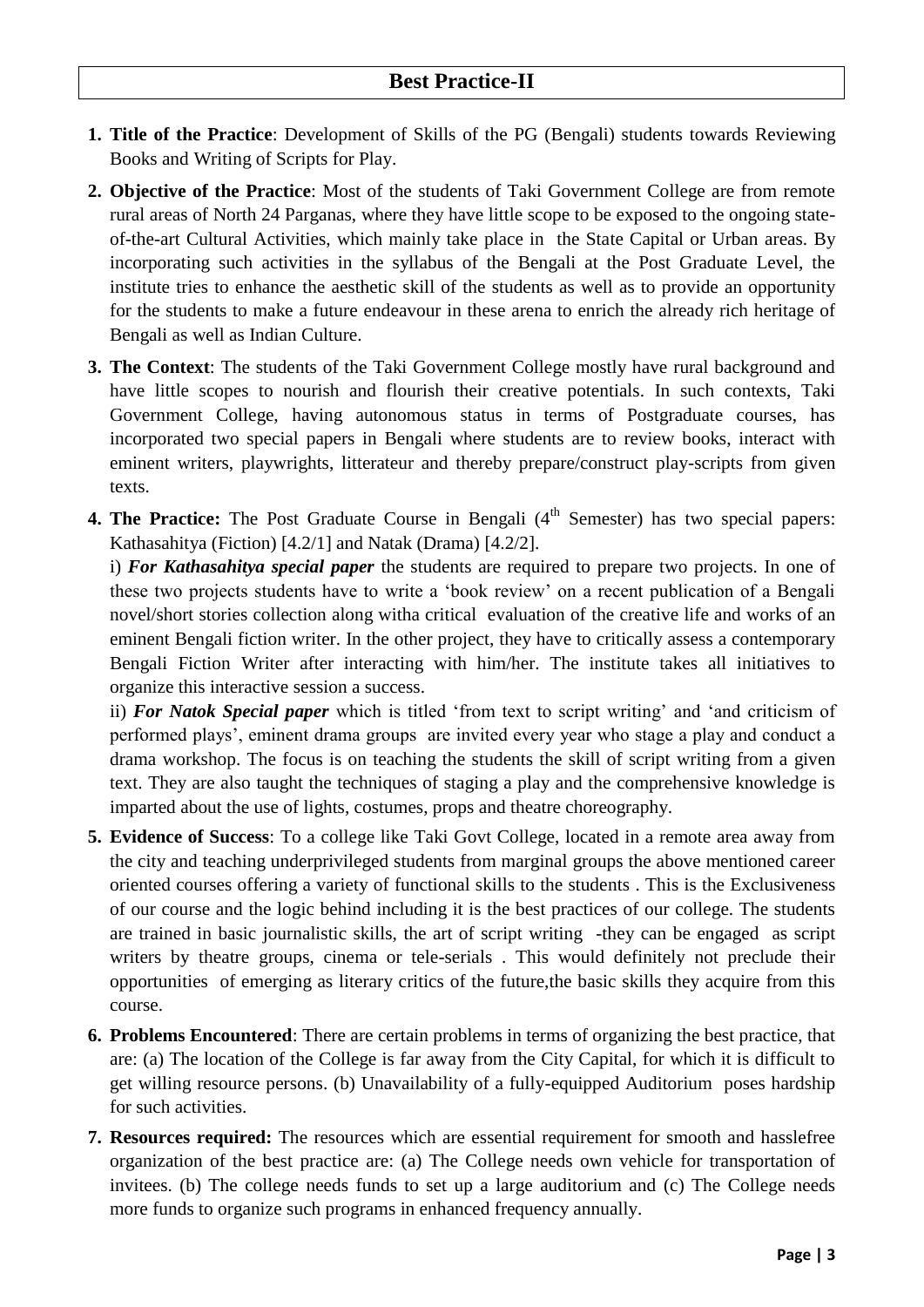## Best Practice-II

1. **Title of the Practice**: Development of Skills of the PG (Bengali) students towards Reviewing Books and Writing of Scripts for Play.

2. **Objective of the Practice**: Most of the students of Taki Government College are from remote rural areas of North 24 Parganas, where they have little scope to be exposed to the ongoing state-of-the-art Cultural Activities, which mainly take place in the State Capital or Urban areas. By incorporating such activities in the syllabus of the Bengali at the Post Graduate Level, the institute tries to enhance the aesthetic skill of the students as well as to provide an opportunity for the students to make a future endeavour in these arena to enrich the already rich heritage of Bengali as well as Indian Culture.

3. **The Context**: The students of the Taki Government College mostly have rural background and have little scopes to nourish and flourish their creative potentials. In such contexts, Taki Government College, having autonomous status in terms of Postgraduate courses, has incorporated two special papers in Bengali where students are to review books, interact with eminent writers, playwrights, litterateur and thereby prepare/construct play-scripts from given texts.

4. **The Practice:** The Post Graduate Course in Bengali (4th Semester) has two special papers: Kathasahitya (Fiction) [4.2/1] and Natak (Drama) [4.2/2].

   i) ***For Kathasahitya special paper*** the students are required to prepare two projects. In one of these two projects students have to write a 'book review' on a recent publication of a Bengali novel/short stories collection along witha critical evaluation of the creative life and works of an eminent Bengali fiction writer. In the other project, they have to critically assess a contemporary Bengali Fiction Writer after interacting with him/her. The institute takes all initiatives to organize this interactive session a success.

   ii) ***For Natok Special paper*** which is titled 'from text to script writing' and 'and criticism of performed plays', eminent drama groups are invited every year who stage a play and conduct a drama workshop. The focus is on teaching the students the skill of script writing from a given text. They are also taught the techniques of staging a play and the comprehensive knowledge is imparted about the use of lights, costumes, props and theatre choreography.

5. **Evidence of Success**: To a college like Taki Govt College, located in a remote area away from the city and teaching underprivileged students from marginal groups the above mentioned career oriented courses offering a variety of functional skills to the students . This is the Exclusiveness of our course and the logic behind including it is the best practices of our college. The students are trained in basic journalistic skills, the art of script writing -they can be engaged as script writers by theatre groups, cinema or tele-serials . This would definitely not preclude their opportunities of emerging as literary critics of the future,the basic skills they acquire from this course.

6. **Problems Encountered**: There are certain problems in terms of organizing the best practice, that are: (a) The location of the College is far away from the City Capital, for which it is difficult to get willing resource persons. (b) Unavailability of a fully-equipped Auditorium poses hardship for such activities.

7. **Resources required:** The resources which are essential requirement for smooth and hasslefree organization of the best practice are: (a) The College needs own vehicle for transportation of invitees. (b) The college needs funds to set up a large auditorium and (c) The College needs more funds to organize such programs in enhanced frequency annually.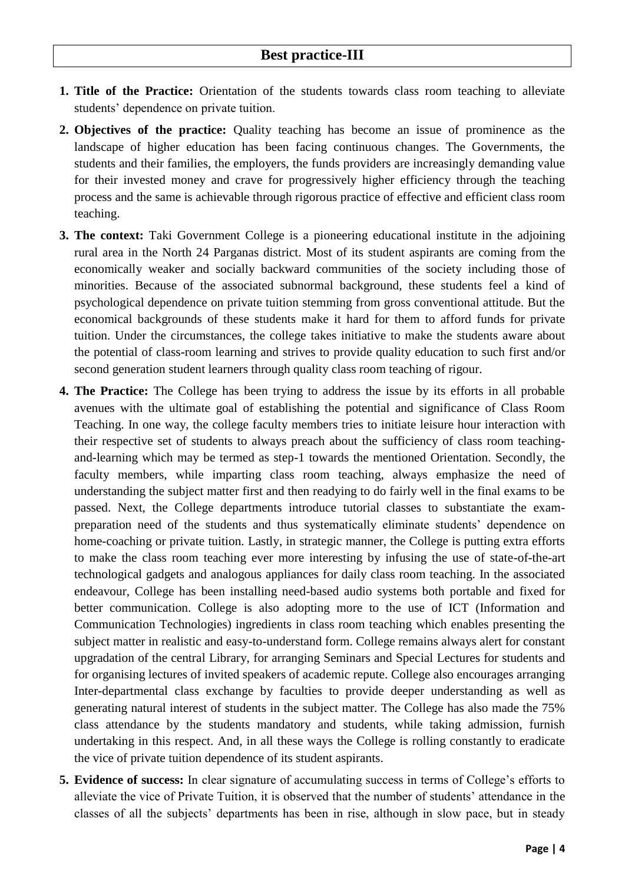## Best practice-III

1. **Title of the Practice:** Orientation of the students towards class room teaching to alleviate students' dependence on private tuition.

2. **Objectives of the practice:** Quality teaching has become an issue of prominence as the landscape of higher education has been facing continuous changes. The Governments, the students and their families, the employers, the funds providers are increasingly demanding value for their invested money and crave for progressively higher efficiency through the teaching process and the same is achievable through rigorous practice of effective and efficient class room teaching.

3. **The context:** Taki Government College is a pioneering educational institute in the adjoining rural area in the North 24 Parganas district. Most of its student aspirants are coming from the economically weaker and socially backward communities of the society including those of minorities. Because of the associated subnormal background, these students feel a kind of psychological dependence on private tuition stemming from gross conventional attitude. But the economical backgrounds of these students make it hard for them to afford funds for private tuition. Under the circumstances, the college takes initiative to make the students aware about the potential of class-room learning and strives to provide quality education to such first and/or second generation student learners through quality class room teaching of rigour.

4. **The Practice:** The College has been trying to address the issue by its efforts in all probable avenues with the ultimate goal of establishing the potential and significance of Class Room Teaching. In one way, the college faculty members tries to initiate leisure hour interaction with their respective set of students to always preach about the sufficiency of class room teaching-and-learning which may be termed as step-1 towards the mentioned Orientation. Secondly, the faculty members, while imparting class room teaching, always emphasize the need of understanding the subject matter first and then readying to do fairly well in the final exams to be passed. Next, the College departments introduce tutorial classes to substantiate the exam-preparation need of the students and thus systematically eliminate students' dependence on home-coaching or private tuition. Lastly, in strategic manner, the College is putting extra efforts to make the class room teaching ever more interesting by infusing the use of state-of-the-art technological gadgets and analogous appliances for daily class room teaching. In the associated endeavour, College has been installing need-based audio systems both portable and fixed for better communication. College is also adopting more to the use of ICT (Information and Communication Technologies) ingredients in class room teaching which enables presenting the subject matter in realistic and easy-to-understand form. College remains always alert for constant upgradation of the central Library, for arranging Seminars and Special Lectures for students and for organising lectures of invited speakers of academic repute. College also encourages arranging Inter-departmental class exchange by faculties to provide deeper understanding as well as generating natural interest of students in the subject matter. The College has also made the 75% class attendance by the students mandatory and students, while taking admission, furnish undertaking in this respect. And, in all these ways the College is rolling constantly to eradicate the vice of private tuition dependence of its student aspirants.

5. **Evidence of success:** In clear signature of accumulating success in terms of College's efforts to alleviate the vice of Private Tuition, it is observed that the number of students' attendance in the classes of all the subjects' departments has been in rise, although in slow pace, but in steady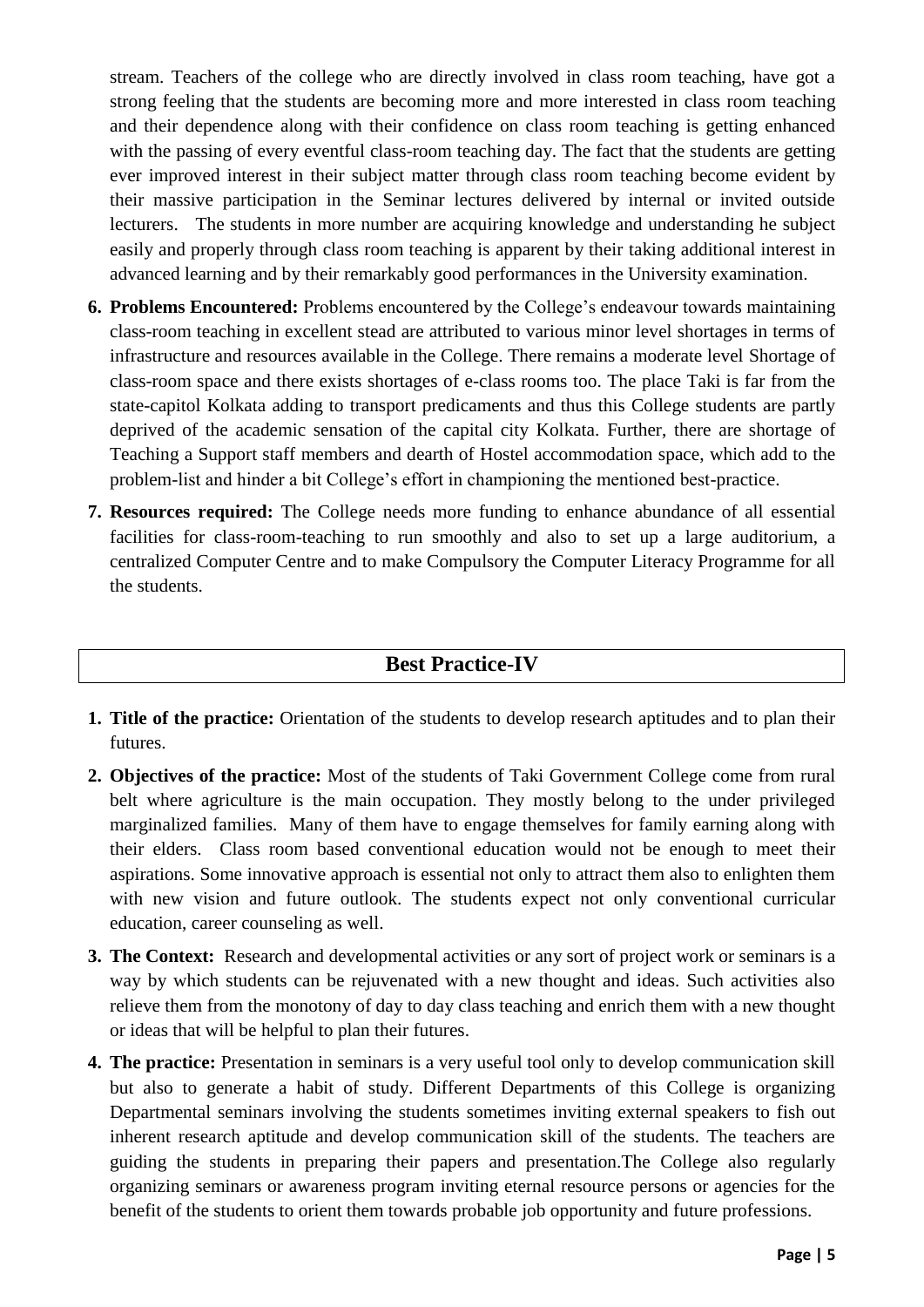stream. Teachers of the college who are directly involved in class room teaching, have got a strong feeling that the students are becoming more and more interested in class room teaching and their dependence along with their confidence on class room teaching is getting enhanced with the passing of every eventful class-room teaching day. The fact that the students are getting ever improved interest in their subject matter through class room teaching become evident by their massive participation in the Seminar lectures delivered by internal or invited outside lecturers. The students in more number are acquiring knowledge and understanding he subject easily and properly through class room teaching is apparent by their taking additional interest in advanced learning and by their remarkably good performances in the University examination.

6. **Problems Encountered:** Problems encountered by the College's endeavour towards maintaining class-room teaching in excellent stead are attributed to various minor level shortages in terms of infrastructure and resources available in the College. There remains a moderate level Shortage of class-room space and there exists shortages of e-class rooms too. The place Taki is far from the state-capitol Kolkata adding to transport predicaments and thus this College students are partly deprived of the academic sensation of the capital city Kolkata. Further, there are shortage of Teaching a Support staff members and dearth of Hostel accommodation space, which add to the problem-list and hinder a bit College's effort in championing the mentioned best-practice.
7. **Resources required:** The College needs more funding to enhance abundance of all essential facilities for class-room-teaching to run smoothly and also to set up a large auditorium, a centralized Computer Centre and to make Compulsory the Computer Literacy Programme for all the students.

## Best Practice-IV

1. **Title of the practice:** Orientation of the students to develop research aptitudes and to plan their futures.
2. **Objectives of the practice:** Most of the students of Taki Government College come from rural belt where agriculture is the main occupation. They mostly belong to the under privileged marginalized families. Many of them have to engage themselves for family earning along with their elders. Class room based conventional education would not be enough to meet their aspirations. Some innovative approach is essential not only to attract them also to enlighten them with new vision and future outlook. The students expect not only conventional curricular education, career counseling as well.
3. **The Context:** Research and developmental activities or any sort of project work or seminars is a way by which students can be rejuvenated with a new thought and ideas. Such activities also relieve them from the monotony of day to day class teaching and enrich them with a new thought or ideas that will be helpful to plan their futures.
4. **The practice:** Presentation in seminars is a very useful tool only to develop communication skill but also to generate a habit of study. Different Departments of this College is organizing Departmental seminars involving the students sometimes inviting external speakers to fish out inherent research aptitude and develop communication skill of the students. The teachers are guiding the students in preparing their papers and presentation.The College also regularly organizing seminars or awareness program inviting eternal resource persons or agencies for the benefit of the students to orient them towards probable job opportunity and future professions.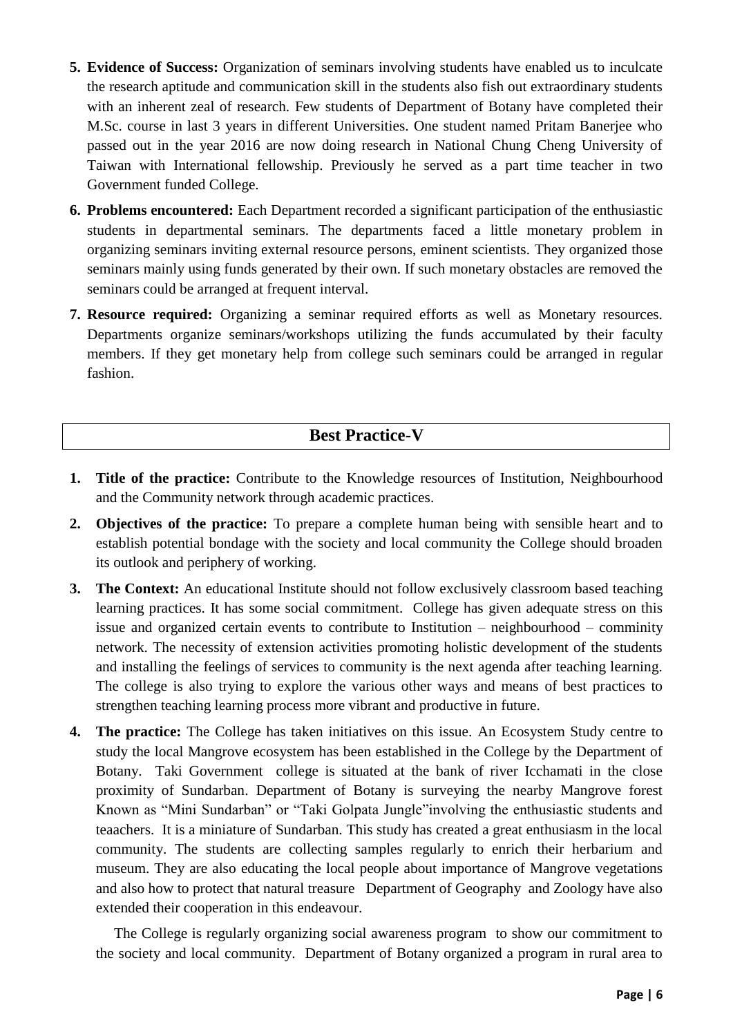5. **Evidence of Success:** Organization of seminars involving students have enabled us to inculcate the research aptitude and communication skill in the students also fish out extraordinary students with an inherent zeal of research. Few students of Department of Botany have completed their M.Sc. course in last 3 years in different Universities. One student named Pritam Banerjee who passed out in the year 2016 are now doing research in National Chung Cheng University of Taiwan with International fellowship. Previously he served as a part time teacher in two Government funded College.

6. **Problems encountered:** Each Department recorded a significant participation of the enthusiastic students in departmental seminars. The departments faced a little monetary problem in organizing seminars inviting external resource persons, eminent scientists. They organized those seminars mainly using funds generated by their own. If such monetary obstacles are removed the seminars could be arranged at frequent interval.

7. **Resource required:** Organizing a seminar required efforts as well as Monetary resources. Departments organize seminars/workshops utilizing the funds accumulated by their faculty members. If they get monetary help from college such seminars could be arranged in regular fashion.

## Best Practice-V

1. **Title of the practice:** Contribute to the Knowledge resources of Institution, Neighbourhood and the Community network through academic practices.

2. **Objectives of the practice:** To prepare a complete human being with sensible heart and to establish potential bondage with the society and local community the College should broaden its outlook and periphery of working.

3. **The Context:** An educational Institute should not follow exclusively classroom based teaching learning practices. It has some social commitment. College has given adequate stress on this issue and organized certain events to contribute to Institution – neighbourhood – comminity network. The necessity of extension activities promoting holistic development of the students and installing the feelings of services to community is the next agenda after teaching learning. The college is also trying to explore the various other ways and means of best practices to strengthen teaching learning process more vibrant and productive in future.

4. **The practice:** The College has taken initiatives on this issue. An Ecosystem Study centre to study the local Mangrove ecosystem has been established in the College by the Department of Botany. Taki Government college is situated at the bank of river Icchamati in the close proximity of Sundarban. Department of Botany is surveying the nearby Mangrove forest Known as "Mini Sundarban" or "Taki Golpata Jungle"involving the enthusiastic students and teaachers. It is a miniature of Sundarban. This study has created a great enthusiasm in the local community. The students are collecting samples regularly to enrich their herbarium and museum. They are also educating the local people about importance of Mangrove vegetations and also how to protect that natural treasure Department of Geography and Zoology have also extended their cooperation in this endeavour.

   The College is regularly organizing social awareness program to show our commitment to the society and local community. Department of Botany organized a program in rural area to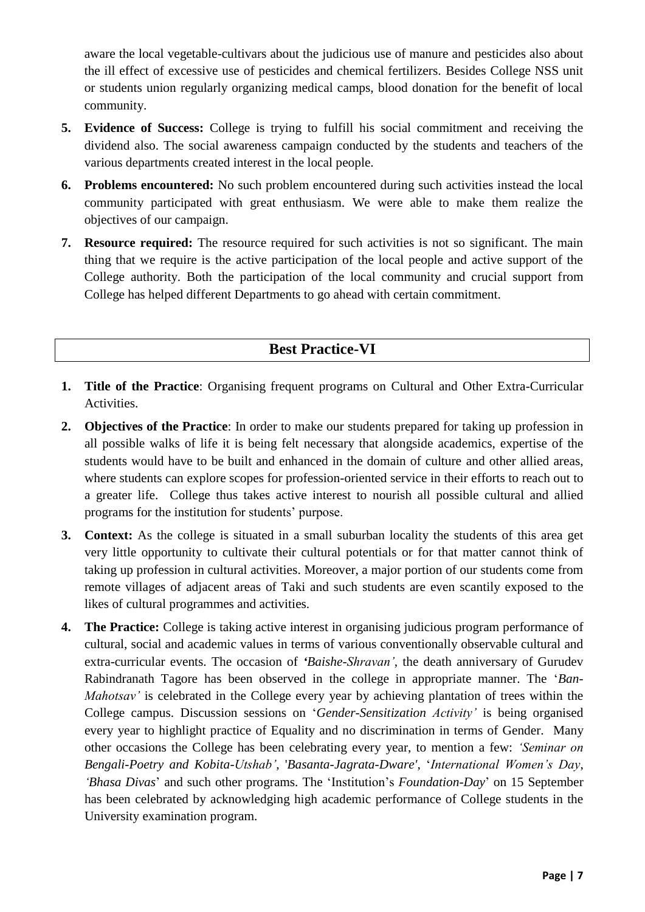aware the local vegetable-cultivars about the judicious use of manure and pesticides also about the ill effect of excessive use of pesticides and chemical fertilizers. Besides College NSS unit or students union regularly organizing medical camps, blood donation for the benefit of local community.

5. **Evidence of Success:** College is trying to fulfill his social commitment and receiving the dividend also. The social awareness campaign conducted by the students and teachers of the various departments created interest in the local people.
6. **Problems encountered:** No such problem encountered during such activities instead the local community participated with great enthusiasm. We were able to make them realize the objectives of our campaign.
7. **Resource required:** The resource required for such activities is not so significant. The main thing that we require is the active participation of the local people and active support of the College authority. Both the participation of the local community and crucial support from College has helped different Departments to go ahead with certain commitment.

## Best Practice-VI

1. **Title of the Practice**: Organising frequent programs on Cultural and Other Extra-Curricular Activities.
2. **Objectives of the Practice**: In order to make our students prepared for taking up profession in all possible walks of life it is being felt necessary that alongside academics, expertise of the students would have to be built and enhanced in the domain of culture and other allied areas, where students can explore scopes for profession-oriented service in their efforts to reach out to a greater life. College thus takes active interest to nourish all possible cultural and allied programs for the institution for students' purpose.
3. **Context:** As the college is situated in a small suburban locality the students of this area get very little opportunity to cultivate their cultural potentials or for that matter cannot think of taking up profession in cultural activities. Moreover, a major portion of our students come from remote villages of adjacent areas of Taki and such students are even scantily exposed to the likes of cultural programmes and activities.
4. **The Practice:** College is taking active interest in organising judicious program performance of cultural, social and academic values in terms of various conventionally observable cultural and extra-curricular events. The occasion of ***'Baishe-Shravan'***, the death anniversary of Gurudev Rabindranath Tagore has been observed in the college in appropriate manner. The '*Ban-Mahotsav'* is celebrated in the College every year by achieving plantation of trees within the College campus. Discussion sessions on '*Gender-Sensitization Activity'* is being organised every year to highlight practice of Equality and no discrimination in terms of Gender. Many other occasions the College has been celebrating every year, to mention a few: *'Seminar on Bengali-Poetry and Kobita-Utshab'*, *'Basanta-Jagrata-Dware'*, '*International Women's Day*, *'Bhasa Divas*' and such other programs. The 'Institution's *Foundation-Day*' on 15 September has been celebrated by acknowledging high academic performance of College students in the University examination program.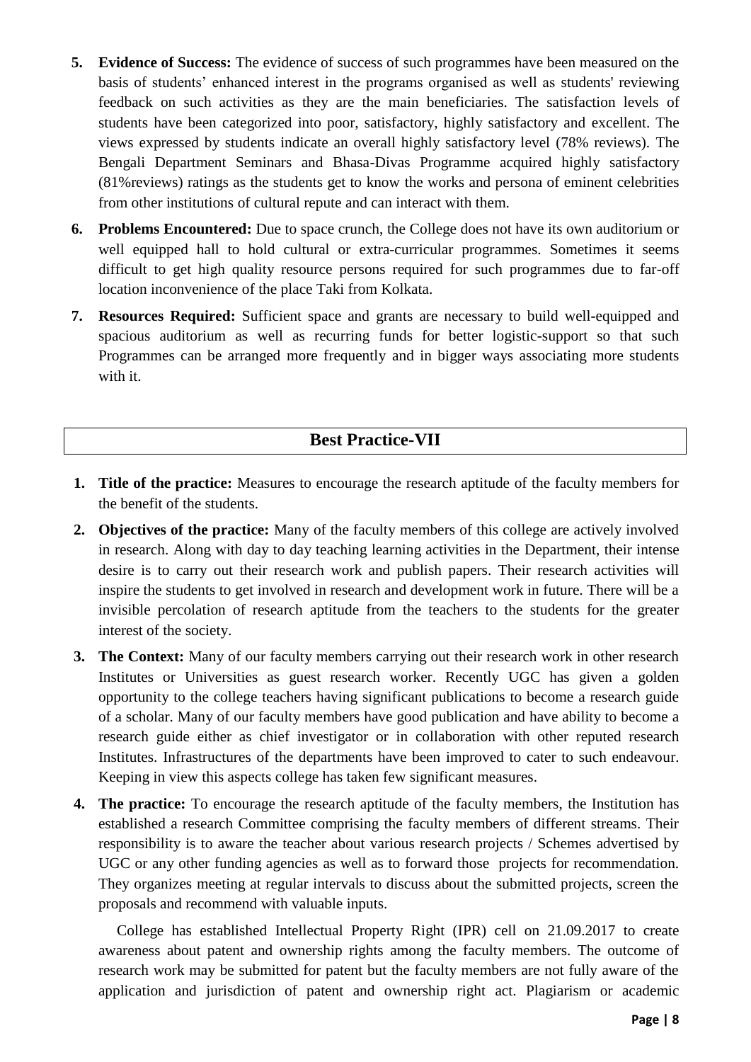5. **Evidence of Success:** The evidence of success of such programmes have been measured on the basis of students' enhanced interest in the programs organised as well as students' reviewing feedback on such activities as they are the main beneficiaries. The satisfaction levels of students have been categorized into poor, satisfactory, highly satisfactory and excellent. The views expressed by students indicate an overall highly satisfactory level (78% reviews). The Bengali Department Seminars and Bhasa-Divas Programme acquired highly satisfactory (81%reviews) ratings as the students get to know the works and persona of eminent celebrities from other institutions of cultural repute and can interact with them.
6. **Problems Encountered:** Due to space crunch, the College does not have its own auditorium or well equipped hall to hold cultural or extra-curricular programmes. Sometimes it seems difficult to get high quality resource persons required for such programmes due to far-off location inconvenience of the place Taki from Kolkata.
7. **Resources Required:** Sufficient space and grants are necessary to build well-equipped and spacious auditorium as well as recurring funds for better logistic-support so that such Programmes can be arranged more frequently and in bigger ways associating more students with it.

## Best Practice-VII

1. **Title of the practice:** Measures to encourage the research aptitude of the faculty members for the benefit of the students.
2. **Objectives of the practice:** Many of the faculty members of this college are actively involved in research. Along with day to day teaching learning activities in the Department, their intense desire is to carry out their research work and publish papers. Their research activities will inspire the students to get involved in research and development work in future. There will be a invisible percolation of research aptitude from the teachers to the students for the greater interest of the society.
3. **The Context:** Many of our faculty members carrying out their research work in other research Institutes or Universities as guest research worker. Recently UGC has given a golden opportunity to the college teachers having significant publications to become a research guide of a scholar. Many of our faculty members have good publication and have ability to become a research guide either as chief investigator or in collaboration with other reputed research Institutes. Infrastructures of the departments have been improved to cater to such endeavour. Keeping in view this aspects college has taken few significant measures.
4. **The practice:** To encourage the research aptitude of the faculty members, the Institution has established a research Committee comprising the faculty members of different streams. Their responsibility is to aware the teacher about various research projects / Schemes advertised by UGC or any other funding agencies as well as to forward those projects for recommendation. They organizes meeting at regular intervals to discuss about the submitted projects, screen the proposals and recommend with valuable inputs.

   College has established Intellectual Property Right (IPR) cell on 21.09.2017 to create awareness about patent and ownership rights among the faculty members. The outcome of research work may be submitted for patent but the faculty members are not fully aware of the application and jurisdiction of patent and ownership right act. Plagiarism or academic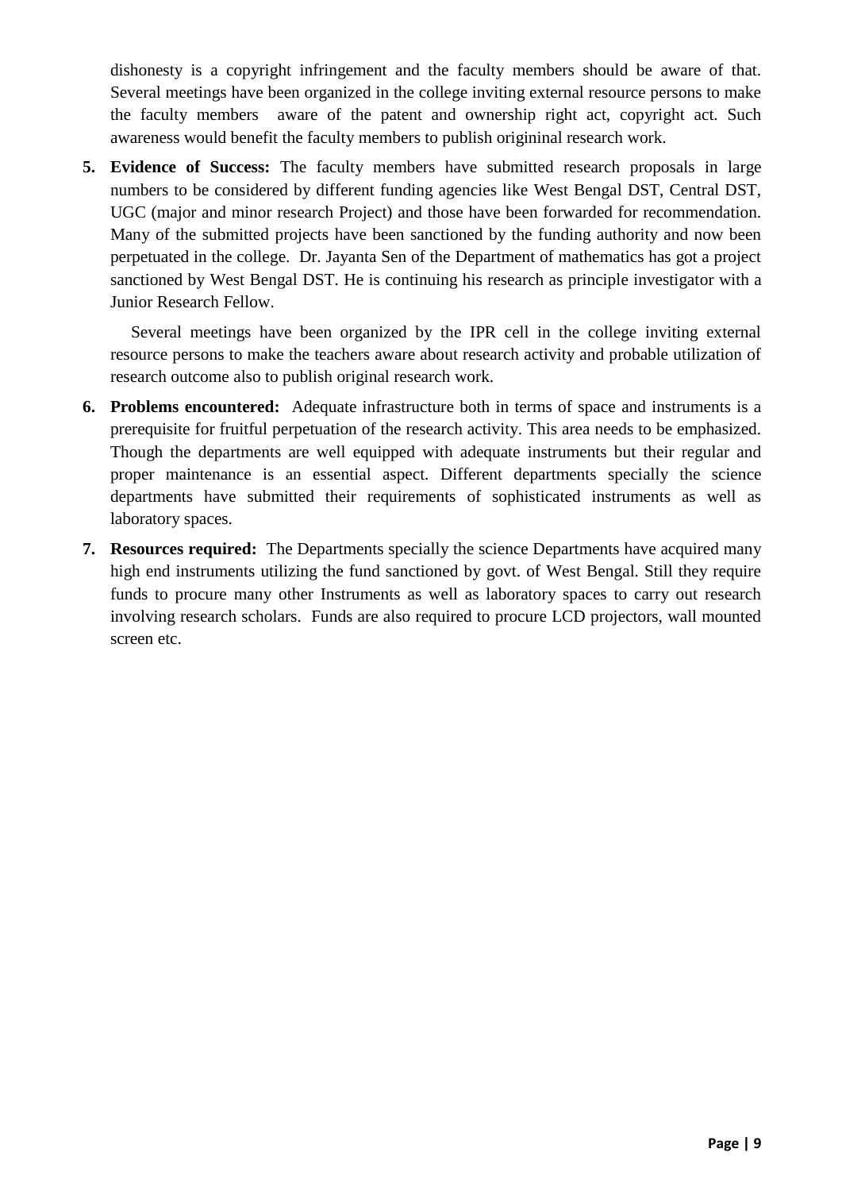dishonesty is a copyright infringement and the faculty members should be aware of that. Several meetings have been organized in the college inviting external resource persons to make the faculty members aware of the patent and ownership right act, copyright act. Such awareness would benefit the faculty members to publish origininal research work.

5. **Evidence of Success:** The faculty members have submitted research proposals in large numbers to be considered by different funding agencies like West Bengal DST, Central DST, UGC (major and minor research Project) and those have been forwarded for recommendation. Many of the submitted projects have been sanctioned by the funding authority and now been perpetuated in the college. Dr. Jayanta Sen of the Department of mathematics has got a project sanctioned by West Bengal DST. He is continuing his research as principle investigator with a Junior Research Fellow.

   Several meetings have been organized by the IPR cell in the college inviting external resource persons to make the teachers aware about research activity and probable utilization of research outcome also to publish original research work.

6. **Problems encountered:** Adequate infrastructure both in terms of space and instruments is a prerequisite for fruitful perpetuation of the research activity. This area needs to be emphasized. Though the departments are well equipped with adequate instruments but their regular and proper maintenance is an essential aspect. Different departments specially the science departments have submitted their requirements of sophisticated instruments as well as laboratory spaces.

7. **Resources required:** The Departments specially the science Departments have acquired many high end instruments utilizing the fund sanctioned by govt. of West Bengal. Still they require funds to procure many other Instruments as well as laboratory spaces to carry out research involving research scholars. Funds are also required to procure LCD projectors, wall mounted screen etc.